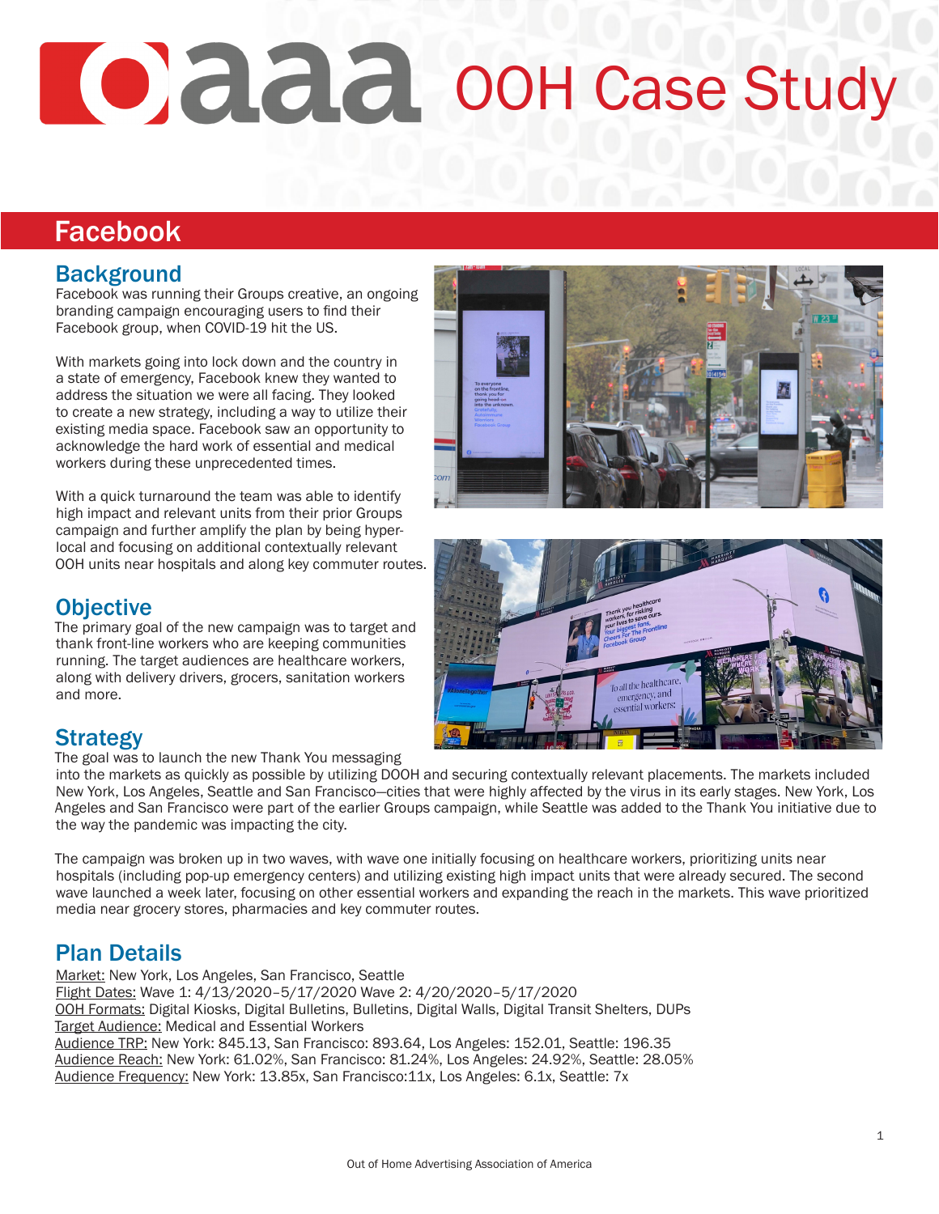# OOH Case Study

## Facebook

### Background

Facebook was running their Groups creative, an ongoing branding campaign encouraging users to find their Facebook group, when COVID-19 hit the US.

With markets going into lock down and the country in a state of emergency, Facebook knew they wanted to address the situation we were all facing. They looked to create a new strategy, including a way to utilize their existing media space. Facebook saw an opportunity to acknowledge the hard work of essential and medical workers during these unprecedented times.

With a quick turnaround the team was able to identify high impact and relevant units from their prior Groups campaign and further amplify the plan by being hyper-local and focusing on additional contextually relevant OOH units near hospitals and along key commuter routes.

### Objective

The primary goal of the new campaign was to target and thank front-line workers who are keeping communities running. The target audiences are healthcare workers, along with delivery drivers, grocers, sanitation workers and more.

### Strategy

The goal was to launch the new Thank You messaging into the markets as quickly as possible by utilizing DOOH and securing contextually relevant placements. The markets included New York, Los Angeles, Seattle and San Francisco—cities that were highly affected by the virus in its early stages. New York, Los Angeles and San Francisco were part of the earlier Groups campaign, while Seattle was added to the Thank You initiative due to the way the pandemic was impacting the city.

The campaign was broken up in two waves, with wave one initially focusing on healthcare workers, prioritizing units near hospitals (including pop-up emergency centers) and utilizing existing high impact units that were already secured. The second wave launched a week later, focusing on other essential workers and expanding the reach in the markets. This wave prioritized media near grocery stores, pharmacies and key commuter routes.

### Plan Details

Market: New York, Los Angeles, San Francisco, Seattle
Flight Dates: Wave 1: 4/13/2020–5/17/2020 Wave 2: 4/20/2020–5/17/2020
OOH Formats: Digital Kiosks, Digital Bulletins, Bulletins, Digital Walls, Digital Transit Shelters, DUPs
Target Audience: Medical and Essential Workers
Audience TRP: New York: 845.13, San Francisco: 893.64, Los Angeles: 152.01, Seattle: 196.35
Audience Reach: New York: 61.02%, San Francisco: 81.24%, Los Angeles: 24.92%, Seattle: 28.05%
Audience Frequency: New York: 13.85x, San Francisco:11x, Los Angeles: 6.1x, Seattle: 7x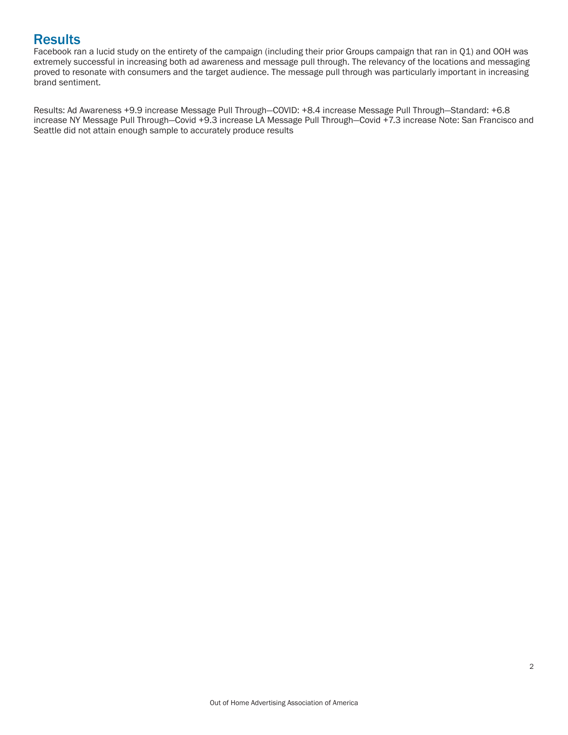## Results

Facebook ran a lucid study on the entirety of the campaign (including their prior Groups campaign that ran in Q1) and OOH was extremely successful in increasing both ad awareness and message pull through. The relevancy of the locations and messaging proved to resonate with consumers and the target audience. The message pull through was particularly important in increasing brand sentiment.

Results: Ad Awareness +9.9 increase Message Pull Through—COVID: +8.4 increase Message Pull Through—Standard: +6.8 increase NY Message Pull Through—Covid +9.3 increase LA Message Pull Through—Covid +7.3 increase Note: San Francisco and Seattle did not attain enough sample to accurately produce results